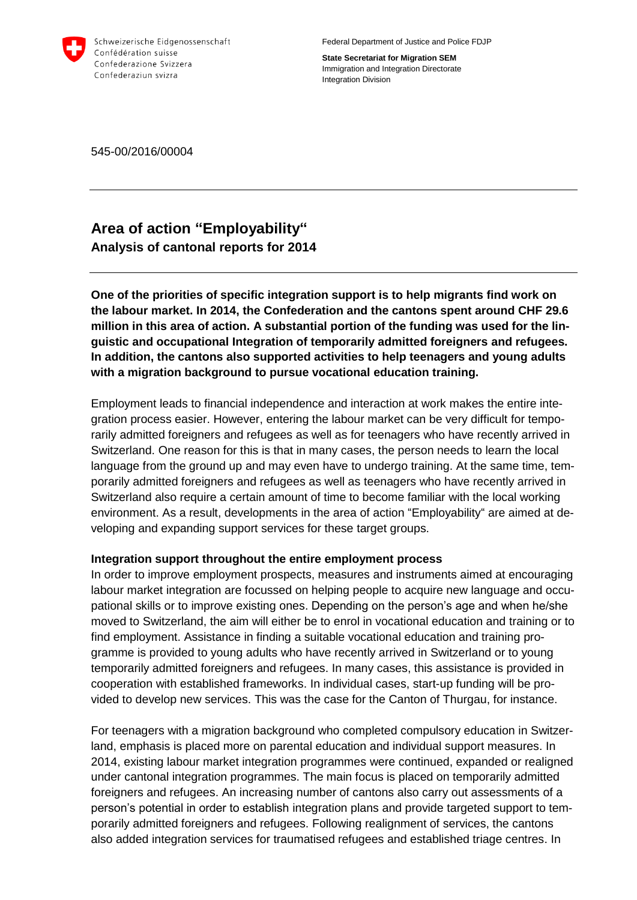Schweizerische Eidgenossenschaft
Confédération suisse
Confederazione Svizzera
Confederaziun svizra

Federal Department of Justice and Police FDJP

**State Secretariat for Migration SEM**
Immigration and Integration Directorate
Integration Division

545-00/2016/00004

# Area of action "Employability"
## Analysis of cantonal reports for 2014

**One of the priorities of specific integration support is to help migrants find work on the labour market. In 2014, the Confederation and the cantons spent around CHF 29.6 million in this area of action. A substantial portion of the funding was used for the linguistic and occupational Integration of temporarily admitted foreigners and refugees. In addition, the cantons also supported activities to help teenagers and young adults with a migration background to pursue vocational education training.**

Employment leads to financial independence and interaction at work makes the entire integration process easier. However, entering the labour market can be very difficult for temporarily admitted foreigners and refugees as well as for teenagers who have recently arrived in Switzerland. One reason for this is that in many cases, the person needs to learn the local language from the ground up and may even have to undergo training. At the same time, temporarily admitted foreigners and refugees as well as teenagers who have recently arrived in Switzerland also require a certain amount of time to become familiar with the local working environment. As a result, developments in the area of action "Employability" are aimed at developing and expanding support services for these target groups.

**Integration support throughout the entire employment process**

In order to improve employment prospects, measures and instruments aimed at encouraging labour market integration are focussed on helping people to acquire new language and occupational skills or to improve existing ones. Depending on the person's age and when he/she moved to Switzerland, the aim will either be to enrol in vocational education and training or to find employment. Assistance in finding a suitable vocational education and training programme is provided to young adults who have recently arrived in Switzerland or to young temporarily admitted foreigners and refugees. In many cases, this assistance is provided in cooperation with established frameworks. In individual cases, start-up funding will be provided to develop new services. This was the case for the Canton of Thurgau, for instance.

For teenagers with a migration background who completed compulsory education in Switzerland, emphasis is placed more on parental education and individual support measures. In 2014, existing labour market integration programmes were continued, expanded or realigned under cantonal integration programmes. The main focus is placed on temporarily admitted foreigners and refugees. An increasing number of cantons also carry out assessments of a person's potential in order to establish integration plans and provide targeted support to temporarily admitted foreigners and refugees. Following realignment of services, the cantons also added integration services for traumatised refugees and established triage centres. In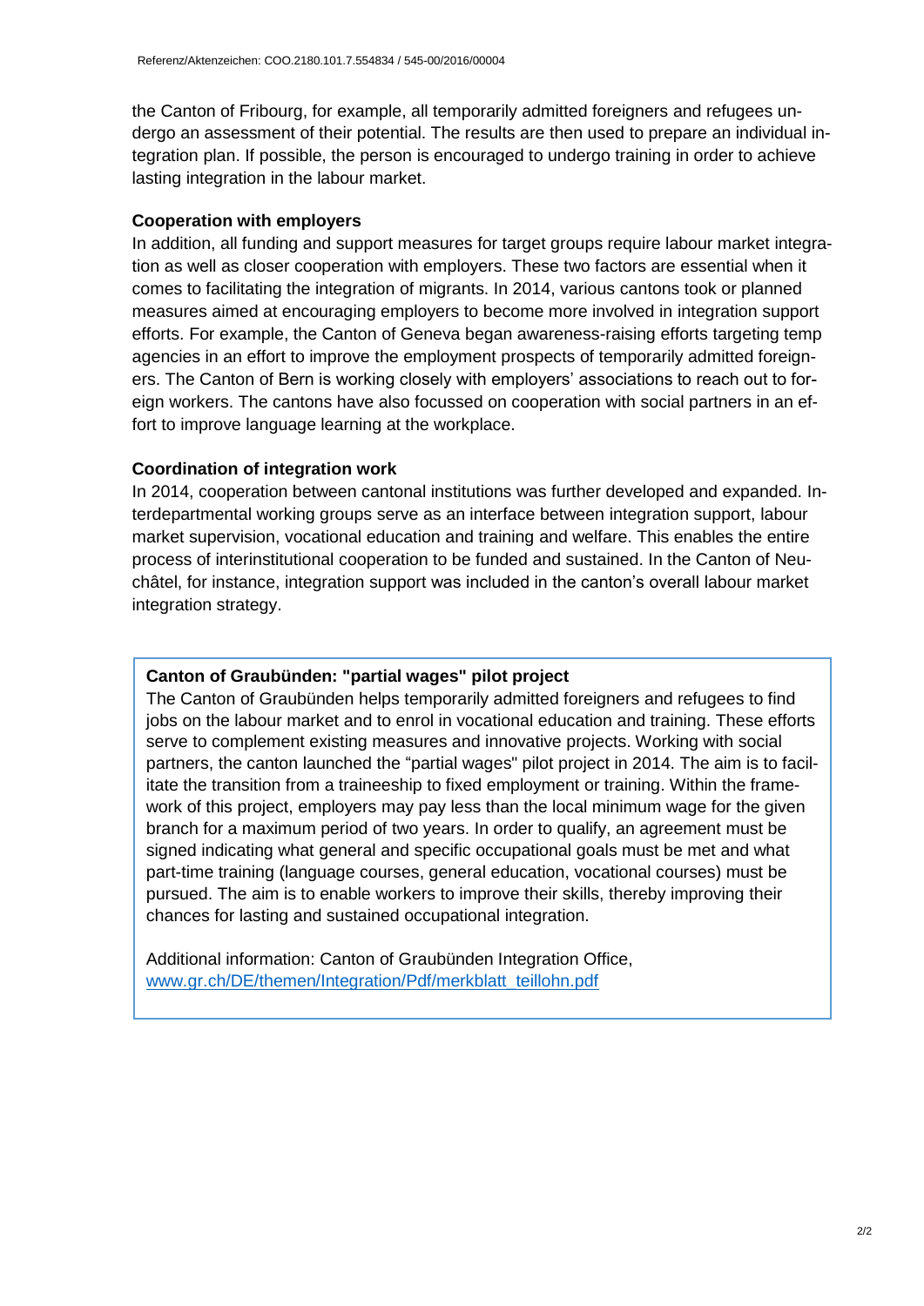the Canton of Fribourg, for example, all temporarily admitted foreigners and refugees undergo an assessment of their potential. The results are then used to prepare an individual integration plan. If possible, the person is encouraged to undergo training in order to achieve lasting integration in the labour market.

**Cooperation with employers**

In addition, all funding and support measures for target groups require labour market integration as well as closer cooperation with employers. These two factors are essential when it comes to facilitating the integration of migrants. In 2014, various cantons took or planned measures aimed at encouraging employers to become more involved in integration support efforts. For example, the Canton of Geneva began awareness-raising efforts targeting temp agencies in an effort to improve the employment prospects of temporarily admitted foreigners. The Canton of Bern is working closely with employers' associations to reach out to foreign workers. The cantons have also focussed on cooperation with social partners in an effort to improve language learning at the workplace.

**Coordination of integration work**

In 2014, cooperation between cantonal institutions was further developed and expanded. Interdepartmental working groups serve as an interface between integration support, labour market supervision, vocational education and training and welfare. This enables the entire process of interinstitutional cooperation to be funded and sustained. In the Canton of Neuchâtel, for instance, integration support was included in the canton's overall labour market integration strategy.

**Canton of Graubünden: "partial wages" pilot project**

The Canton of Graubünden helps temporarily admitted foreigners and refugees to find jobs on the labour market and to enrol in vocational education and training. These efforts serve to complement existing measures and innovative projects. Working with social partners, the canton launched the "partial wages" pilot project in 2014. The aim is to facilitate the transition from a traineeship to fixed employment or training. Within the framework of this project, employers may pay less than the local minimum wage for the given branch for a maximum period of two years. In order to qualify, an agreement must be signed indicating what general and specific occupational goals must be met and what part-time training (language courses, general education, vocational courses) must be pursued. The aim is to enable workers to improve their skills, thereby improving their chances for lasting and sustained occupational integration.

Additional information: Canton of Graubünden Integration Office, www.gr.ch/DE/themen/Integration/Pdf/merkblatt_teillohn.pdf